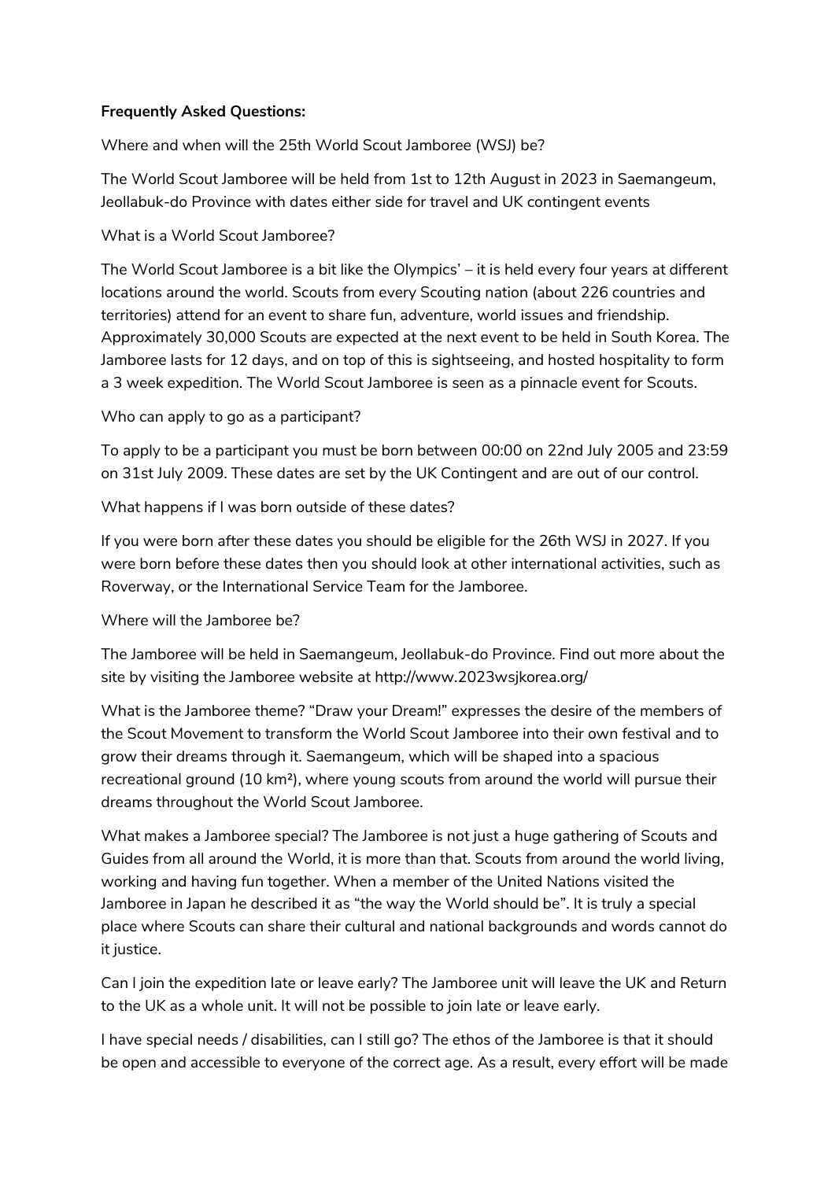**Frequently Asked Questions:**

Where and when will the 25th World Scout Jamboree (WSJ) be?

The World Scout Jamboree will be held from 1st to 12th August in 2023 in Saemangeum, Jeollabuk-do Province with dates either side for travel and UK contingent events

What is a World Scout Jamboree?

The World Scout Jamboree is a bit like the Olympics' – it is held every four years at different locations around the world. Scouts from every Scouting nation (about 226 countries and territories) attend for an event to share fun, adventure, world issues and friendship. Approximately 30,000 Scouts are expected at the next event to be held in South Korea. The Jamboree lasts for 12 days, and on top of this is sightseeing, and hosted hospitality to form a 3 week expedition. The World Scout Jamboree is seen as a pinnacle event for Scouts.

Who can apply to go as a participant?

To apply to be a participant you must be born between 00:00 on 22nd July 2005 and 23:59 on 31st July 2009. These dates are set by the UK Contingent and are out of our control.

What happens if I was born outside of these dates?

If you were born after these dates you should be eligible for the 26th WSJ in 2027. If you were born before these dates then you should look at other international activities, such as Roverway, or the International Service Team for the Jamboree.

Where will the Jamboree be?

The Jamboree will be held in Saemangeum, Jeollabuk-do Province. Find out more about the site by visiting the Jamboree website at http://www.2023wsjkorea.org/

What is the Jamboree theme? "Draw your Dream!" expresses the desire of the members of the Scout Movement to transform the World Scout Jamboree into their own festival and to grow their dreams through it. Saemangeum, which will be shaped into a spacious recreational ground (10 km²), where young scouts from around the world will pursue their dreams throughout the World Scout Jamboree.

What makes a Jamboree special? The Jamboree is not just a huge gathering of Scouts and Guides from all around the World, it is more than that. Scouts from around the world living, working and having fun together. When a member of the United Nations visited the Jamboree in Japan he described it as "the way the World should be". It is truly a special place where Scouts can share their cultural and national backgrounds and words cannot do it justice.

Can I join the expedition late or leave early? The Jamboree unit will leave the UK and Return to the UK as a whole unit. It will not be possible to join late or leave early.

I have special needs / disabilities, can I still go? The ethos of the Jamboree is that it should be open and accessible to everyone of the correct age. As a result, every effort will be made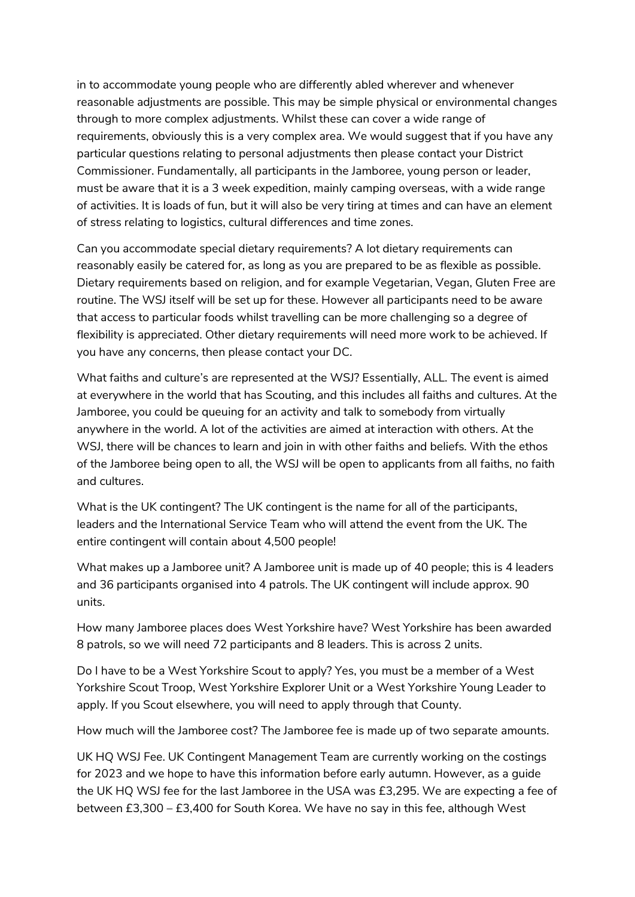in to accommodate young people who are differently abled wherever and whenever reasonable adjustments are possible. This may be simple physical or environmental changes through to more complex adjustments. Whilst these can cover a wide range of requirements, obviously this is a very complex area. We would suggest that if you have any particular questions relating to personal adjustments then please contact your District Commissioner. Fundamentally, all participants in the Jamboree, young person or leader, must be aware that it is a 3 week expedition, mainly camping overseas, with a wide range of activities. It is loads of fun, but it will also be very tiring at times and can have an element of stress relating to logistics, cultural differences and time zones.

Can you accommodate special dietary requirements? A lot dietary requirements can reasonably easily be catered for, as long as you are prepared to be as flexible as possible. Dietary requirements based on religion, and for example Vegetarian, Vegan, Gluten Free are routine. The WSJ itself will be set up for these. However all participants need to be aware that access to particular foods whilst travelling can be more challenging so a degree of flexibility is appreciated. Other dietary requirements will need more work to be achieved. If you have any concerns, then please contact your DC.

What faiths and culture's are represented at the WSJ? Essentially, ALL. The event is aimed at everywhere in the world that has Scouting, and this includes all faiths and cultures. At the Jamboree, you could be queuing for an activity and talk to somebody from virtually anywhere in the world. A lot of the activities are aimed at interaction with others. At the WSJ, there will be chances to learn and join in with other faiths and beliefs. With the ethos of the Jamboree being open to all, the WSJ will be open to applicants from all faiths, no faith and cultures.

What is the UK contingent? The UK contingent is the name for all of the participants, leaders and the International Service Team who will attend the event from the UK. The entire contingent will contain about 4,500 people!

What makes up a Jamboree unit? A Jamboree unit is made up of 40 people; this is 4 leaders and 36 participants organised into 4 patrols. The UK contingent will include approx. 90 units.

How many Jamboree places does West Yorkshire have? West Yorkshire has been awarded 8 patrols, so we will need 72 participants and 8 leaders. This is across 2 units.

Do I have to be a West Yorkshire Scout to apply? Yes, you must be a member of a West Yorkshire Scout Troop, West Yorkshire Explorer Unit or a West Yorkshire Young Leader to apply. If you Scout elsewhere, you will need to apply through that County.

How much will the Jamboree cost? The Jamboree fee is made up of two separate amounts.

UK HQ WSJ Fee. UK Contingent Management Team are currently working on the costings for 2023 and we hope to have this information before early autumn. However, as a guide the UK HQ WSJ fee for the last Jamboree in the USA was £3,295. We are expecting a fee of between £3,300 – £3,400 for South Korea. We have no say in this fee, although West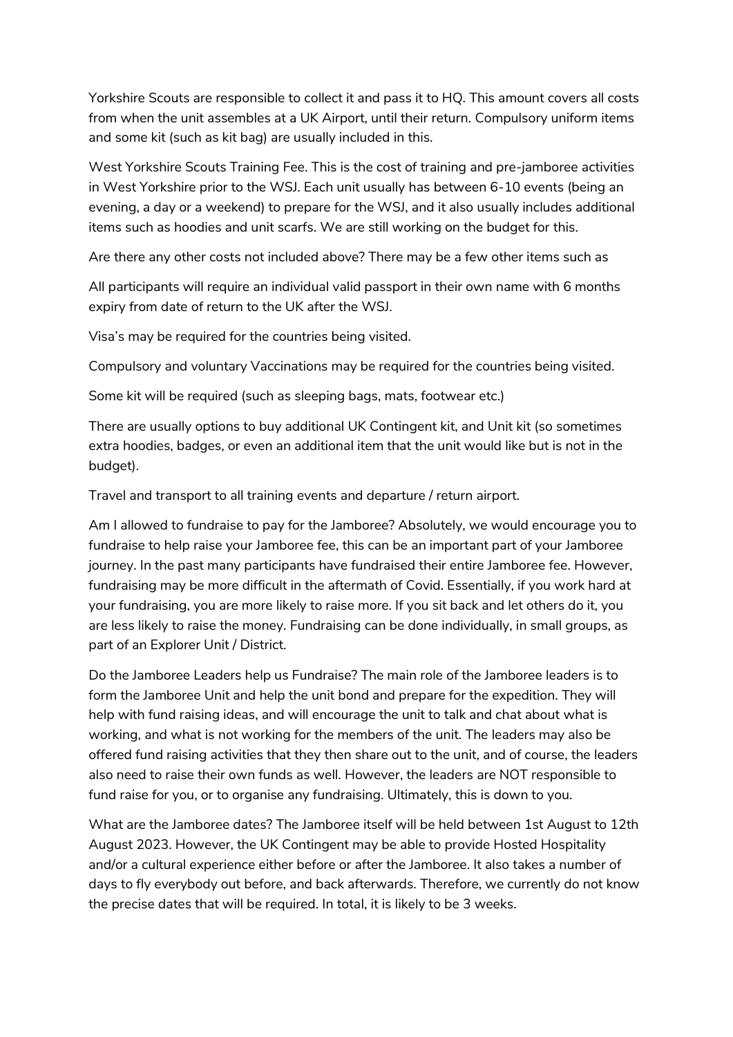Yorkshire Scouts are responsible to collect it and pass it to HQ. This amount covers all costs from when the unit assembles at a UK Airport, until their return. Compulsory uniform items and some kit (such as kit bag) are usually included in this.

West Yorkshire Scouts Training Fee. This is the cost of training and pre-jamboree activities in West Yorkshire prior to the WSJ. Each unit usually has between 6-10 events (being an evening, a day or a weekend) to prepare for the WSJ, and it also usually includes additional items such as hoodies and unit scarfs. We are still working on the budget for this.

Are there any other costs not included above? There may be a few other items such as

All participants will require an individual valid passport in their own name with 6 months expiry from date of return to the UK after the WSJ.

Visa's may be required for the countries being visited.

Compulsory and voluntary Vaccinations may be required for the countries being visited.

Some kit will be required (such as sleeping bags, mats, footwear etc.)

There are usually options to buy additional UK Contingent kit, and Unit kit (so sometimes extra hoodies, badges, or even an additional item that the unit would like but is not in the budget).

Travel and transport to all training events and departure / return airport.

Am I allowed to fundraise to pay for the Jamboree? Absolutely, we would encourage you to fundraise to help raise your Jamboree fee, this can be an important part of your Jamboree journey. In the past many participants have fundraised their entire Jamboree fee. However, fundraising may be more difficult in the aftermath of Covid. Essentially, if you work hard at your fundraising, you are more likely to raise more. If you sit back and let others do it, you are less likely to raise the money. Fundraising can be done individually, in small groups, as part of an Explorer Unit / District.

Do the Jamboree Leaders help us Fundraise? The main role of the Jamboree leaders is to form the Jamboree Unit and help the unit bond and prepare for the expedition. They will help with fund raising ideas, and will encourage the unit to talk and chat about what is working, and what is not working for the members of the unit. The leaders may also be offered fund raising activities that they then share out to the unit, and of course, the leaders also need to raise their own funds as well. However, the leaders are NOT responsible to fund raise for you, or to organise any fundraising. Ultimately, this is down to you.

What are the Jamboree dates? The Jamboree itself will be held between 1st August to 12th August 2023. However, the UK Contingent may be able to provide Hosted Hospitality and/or a cultural experience either before or after the Jamboree. It also takes a number of days to fly everybody out before, and back afterwards. Therefore, we currently do not know the precise dates that will be required. In total, it is likely to be 3 weeks.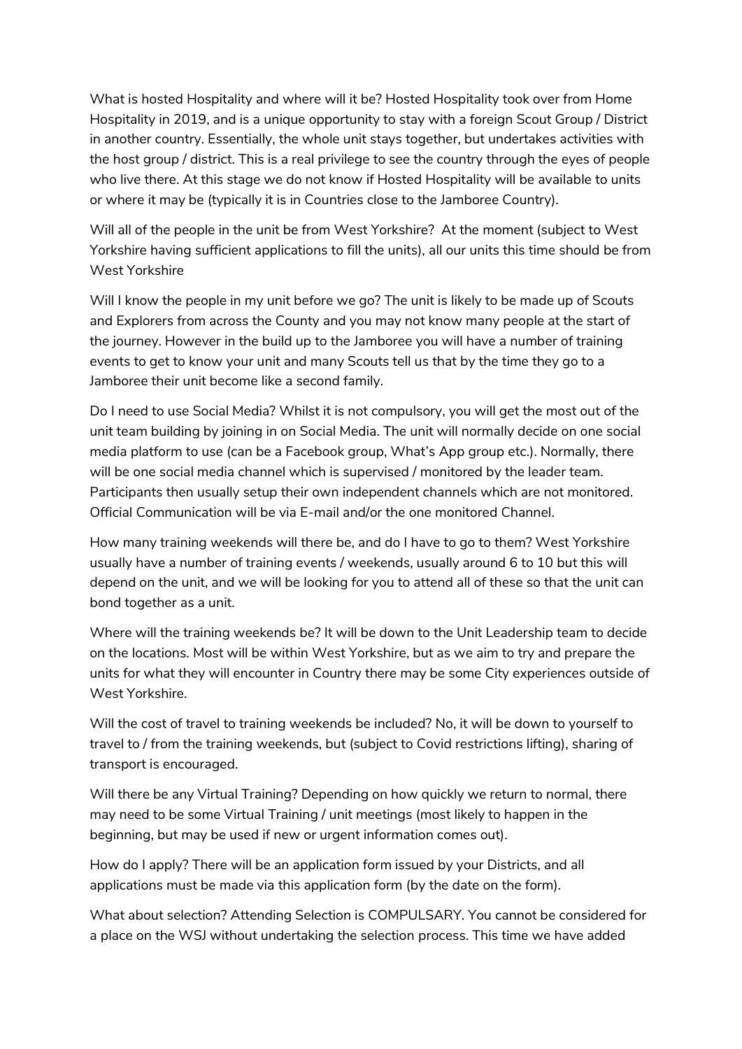What is hosted Hospitality and where will it be? Hosted Hospitality took over from Home Hospitality in 2019, and is a unique opportunity to stay with a foreign Scout Group / District in another country. Essentially, the whole unit stays together, but undertakes activities with the host group / district. This is a real privilege to see the country through the eyes of people who live there. At this stage we do not know if Hosted Hospitality will be available to units or where it may be (typically it is in Countries close to the Jamboree Country).

Will all of the people in the unit be from West Yorkshire? At the moment (subject to West Yorkshire having sufficient applications to fill the units), all our units this time should be from West Yorkshire

Will I know the people in my unit before we go? The unit is likely to be made up of Scouts and Explorers from across the County and you may not know many people at the start of the journey. However in the build up to the Jamboree you will have a number of training events to get to know your unit and many Scouts tell us that by the time they go to a Jamboree their unit become like a second family.

Do I need to use Social Media? Whilst it is not compulsory, you will get the most out of the unit team building by joining in on Social Media. The unit will normally decide on one social media platform to use (can be a Facebook group, What's App group etc.). Normally, there will be one social media channel which is supervised / monitored by the leader team. Participants then usually setup their own independent channels which are not monitored. Official Communication will be via E-mail and/or the one monitored Channel.

How many training weekends will there be, and do I have to go to them? West Yorkshire usually have a number of training events / weekends, usually around 6 to 10 but this will depend on the unit, and we will be looking for you to attend all of these so that the unit can bond together as a unit.

Where will the training weekends be? It will be down to the Unit Leadership team to decide on the locations. Most will be within West Yorkshire, but as we aim to try and prepare the units for what they will encounter in Country there may be some City experiences outside of West Yorkshire.

Will the cost of travel to training weekends be included? No, it will be down to yourself to travel to / from the training weekends, but (subject to Covid restrictions lifting), sharing of transport is encouraged.

Will there be any Virtual Training? Depending on how quickly we return to normal, there may need to be some Virtual Training / unit meetings (most likely to happen in the beginning, but may be used if new or urgent information comes out).

How do I apply? There will be an application form issued by your Districts, and all applications must be made via this application form (by the date on the form).

What about selection? Attending Selection is COMPULSARY. You cannot be considered for a place on the WSJ without undertaking the selection process. This time we have added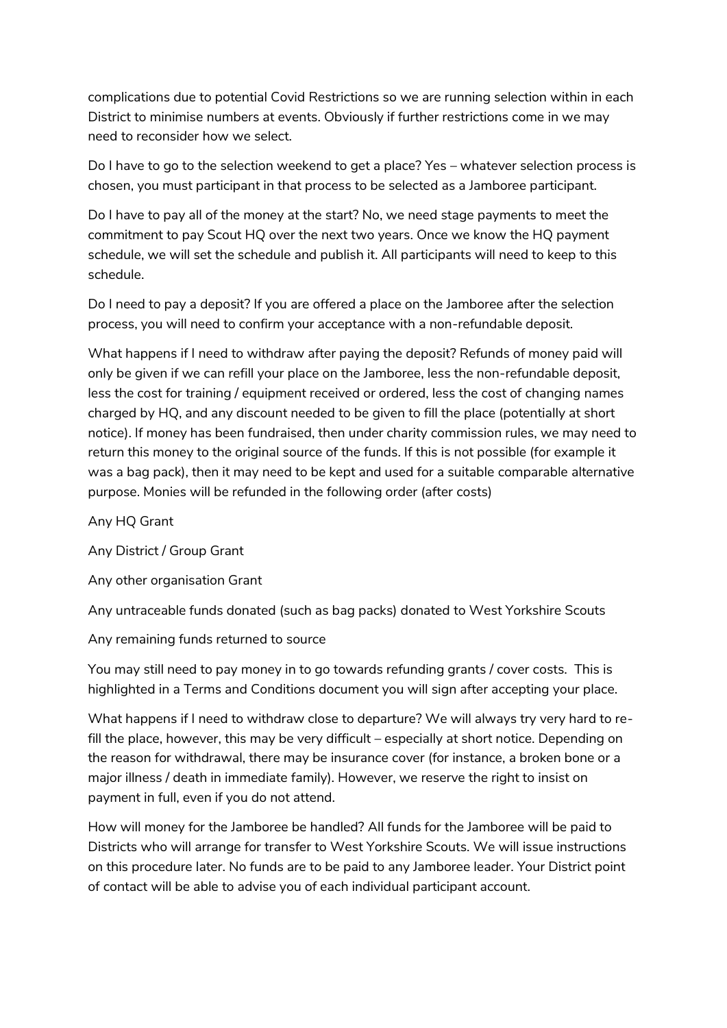complications due to potential Covid Restrictions so we are running selection within in each District to minimise numbers at events. Obviously if further restrictions come in we may need to reconsider how we select.

Do I have to go to the selection weekend to get a place? Yes – whatever selection process is chosen, you must participant in that process to be selected as a Jamboree participant.

Do I have to pay all of the money at the start? No, we need stage payments to meet the commitment to pay Scout HQ over the next two years. Once we know the HQ payment schedule, we will set the schedule and publish it. All participants will need to keep to this schedule.

Do I need to pay a deposit? If you are offered a place on the Jamboree after the selection process, you will need to confirm your acceptance with a non-refundable deposit.

What happens if I need to withdraw after paying the deposit? Refunds of money paid will only be given if we can refill your place on the Jamboree, less the non-refundable deposit, less the cost for training / equipment received or ordered, less the cost of changing names charged by HQ, and any discount needed to be given to fill the place (potentially at short notice). If money has been fundraised, then under charity commission rules, we may need to return this money to the original source of the funds. If this is not possible (for example it was a bag pack), then it may need to be kept and used for a suitable comparable alternative purpose. Monies will be refunded in the following order (after costs)

Any HQ Grant

Any District / Group Grant

Any other organisation Grant

Any untraceable funds donated (such as bag packs) donated to West Yorkshire Scouts

Any remaining funds returned to source

You may still need to pay money in to go towards refunding grants / cover costs. This is highlighted in a Terms and Conditions document you will sign after accepting your place.

What happens if I need to withdraw close to departure? We will always try very hard to re-fill the place, however, this may be very difficult – especially at short notice. Depending on the reason for withdrawal, there may be insurance cover (for instance, a broken bone or a major illness / death in immediate family). However, we reserve the right to insist on payment in full, even if you do not attend.

How will money for the Jamboree be handled? All funds for the Jamboree will be paid to Districts who will arrange for transfer to West Yorkshire Scouts. We will issue instructions on this procedure later. No funds are to be paid to any Jamboree leader. Your District point of contact will be able to advise you of each individual participant account.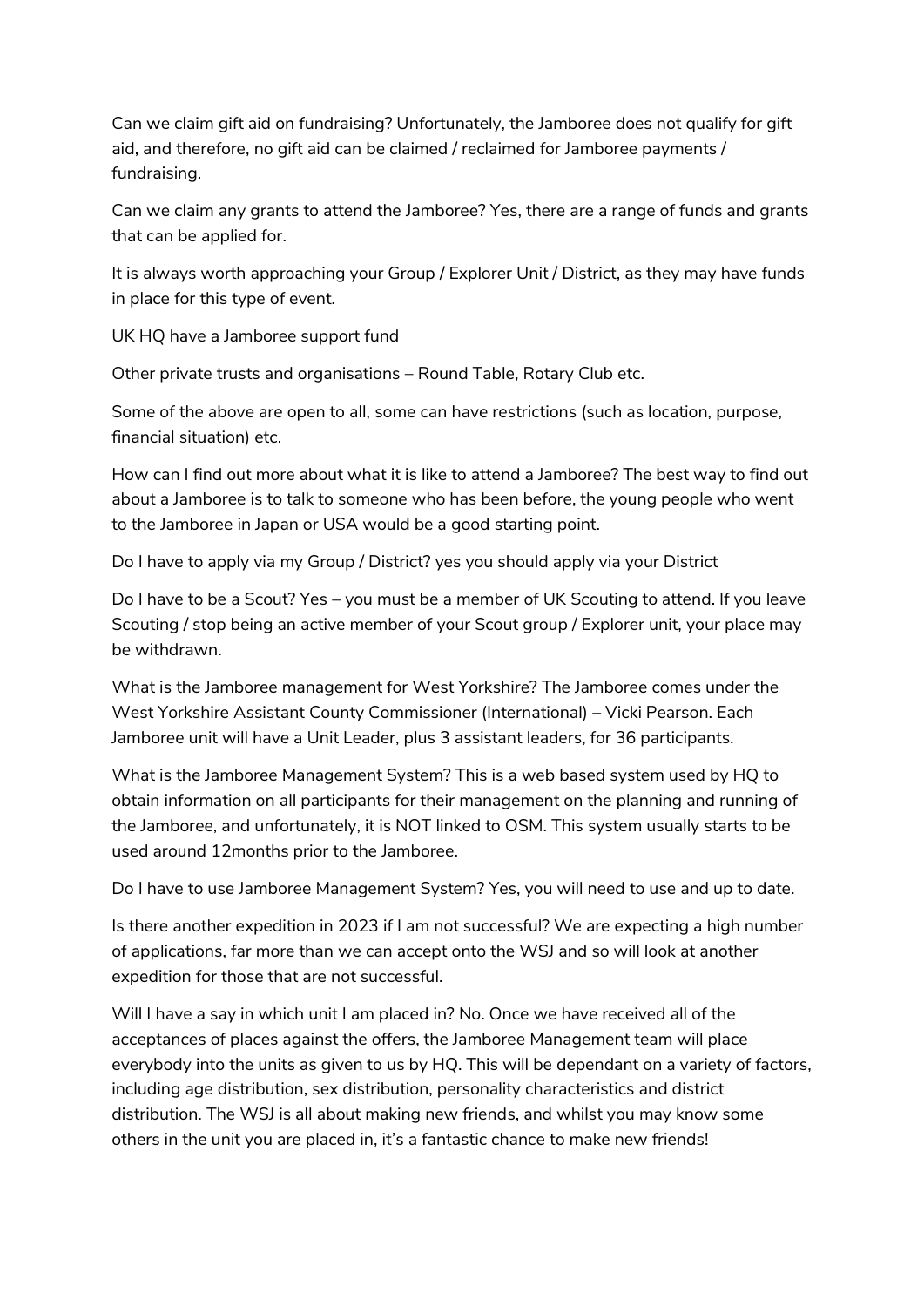Can we claim gift aid on fundraising? Unfortunately, the Jamboree does not qualify for gift aid, and therefore, no gift aid can be claimed / reclaimed for Jamboree payments / fundraising.

Can we claim any grants to attend the Jamboree? Yes, there are a range of funds and grants that can be applied for.

It is always worth approaching your Group / Explorer Unit / District, as they may have funds in place for this type of event.

UK HQ have a Jamboree support fund

Other private trusts and organisations – Round Table, Rotary Club etc.

Some of the above are open to all, some can have restrictions (such as location, purpose, financial situation) etc.

How can I find out more about what it is like to attend a Jamboree? The best way to find out about a Jamboree is to talk to someone who has been before, the young people who went to the Jamboree in Japan or USA would be a good starting point.

Do I have to apply via my Group / District? yes you should apply via your District

Do I have to be a Scout? Yes – you must be a member of UK Scouting to attend. If you leave Scouting / stop being an active member of your Scout group / Explorer unit, your place may be withdrawn.

What is the Jamboree management for West Yorkshire? The Jamboree comes under the West Yorkshire Assistant County Commissioner (International) – Vicki Pearson. Each Jamboree unit will have a Unit Leader, plus 3 assistant leaders, for 36 participants.

What is the Jamboree Management System? This is a web based system used by HQ to obtain information on all participants for their management on the planning and running of the Jamboree, and unfortunately, it is NOT linked to OSM. This system usually starts to be used around 12months prior to the Jamboree.

Do I have to use Jamboree Management System? Yes, you will need to use and up to date.

Is there another expedition in 2023 if I am not successful? We are expecting a high number of applications, far more than we can accept onto the WSJ and so will look at another expedition for those that are not successful.

Will I have a say in which unit I am placed in? No. Once we have received all of the acceptances of places against the offers, the Jamboree Management team will place everybody into the units as given to us by HQ. This will be dependant on a variety of factors, including age distribution, sex distribution, personality characteristics and district distribution. The WSJ is all about making new friends, and whilst you may know some others in the unit you are placed in, it's a fantastic chance to make new friends!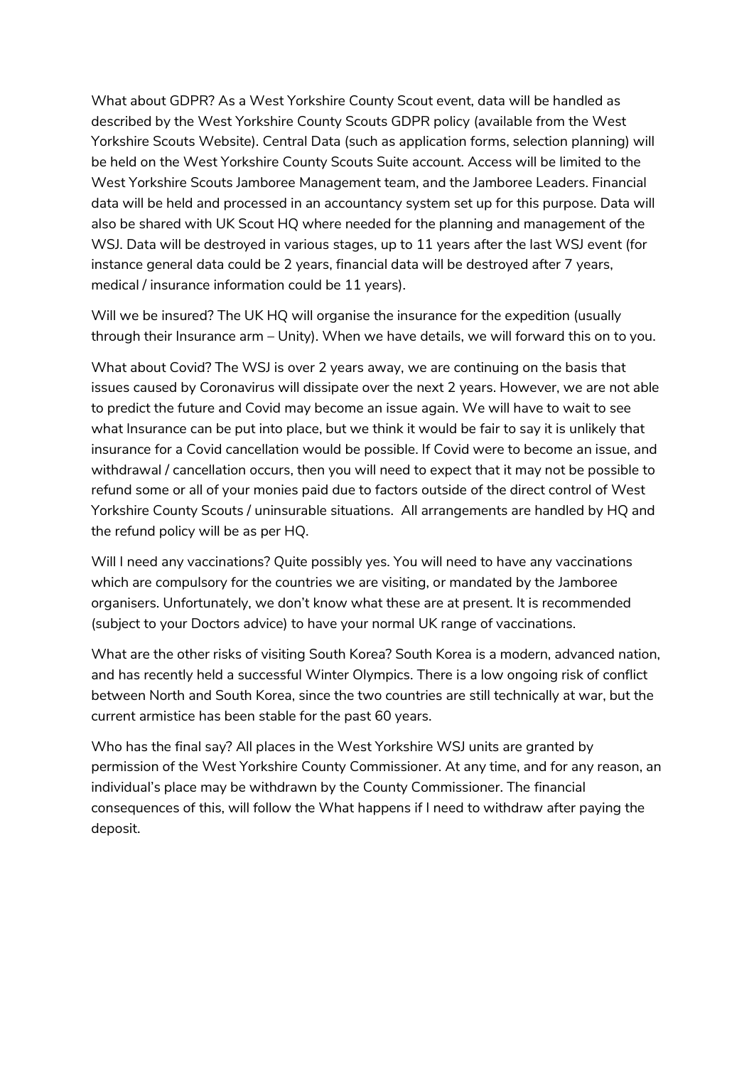What about GDPR? As a West Yorkshire County Scout event, data will be handled as described by the West Yorkshire County Scouts GDPR policy (available from the West Yorkshire Scouts Website). Central Data (such as application forms, selection planning) will be held on the West Yorkshire County Scouts Suite account. Access will be limited to the West Yorkshire Scouts Jamboree Management team, and the Jamboree Leaders. Financial data will be held and processed in an accountancy system set up for this purpose. Data will also be shared with UK Scout HQ where needed for the planning and management of the WSJ. Data will be destroyed in various stages, up to 11 years after the last WSJ event (for instance general data could be 2 years, financial data will be destroyed after 7 years, medical / insurance information could be 11 years).

Will we be insured? The UK HQ will organise the insurance for the expedition (usually through their Insurance arm – Unity). When we have details, we will forward this on to you.

What about Covid? The WSJ is over 2 years away, we are continuing on the basis that issues caused by Coronavirus will dissipate over the next 2 years. However, we are not able to predict the future and Covid may become an issue again. We will have to wait to see what Insurance can be put into place, but we think it would be fair to say it is unlikely that insurance for a Covid cancellation would be possible. If Covid were to become an issue, and withdrawal / cancellation occurs, then you will need to expect that it may not be possible to refund some or all of your monies paid due to factors outside of the direct control of West Yorkshire County Scouts / uninsurable situations. All arrangements are handled by HQ and the refund policy will be as per HQ.

Will I need any vaccinations? Quite possibly yes. You will need to have any vaccinations which are compulsory for the countries we are visiting, or mandated by the Jamboree organisers. Unfortunately, we don't know what these are at present. It is recommended (subject to your Doctors advice) to have your normal UK range of vaccinations.

What are the other risks of visiting South Korea? South Korea is a modern, advanced nation, and has recently held a successful Winter Olympics. There is a low ongoing risk of conflict between North and South Korea, since the two countries are still technically at war, but the current armistice has been stable for the past 60 years.

Who has the final say? All places in the West Yorkshire WSJ units are granted by permission of the West Yorkshire County Commissioner. At any time, and for any reason, an individual's place may be withdrawn by the County Commissioner. The financial consequences of this, will follow the What happens if I need to withdraw after paying the deposit.